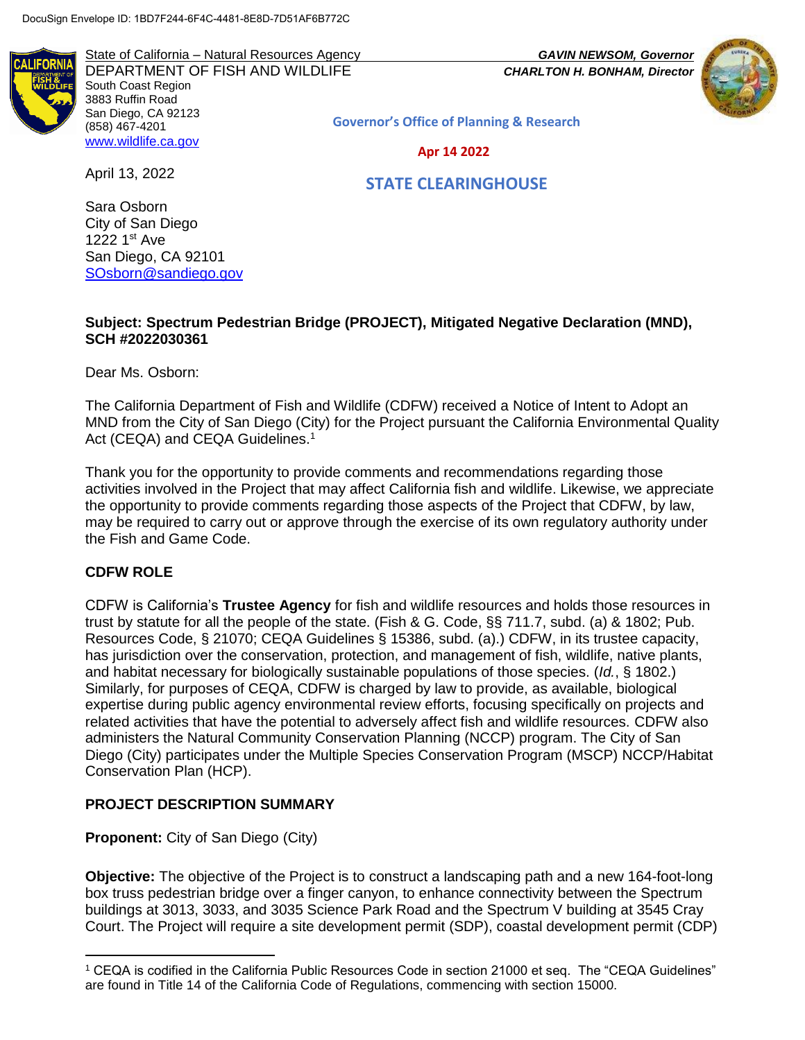DocuSign Envelope ID: 1BD7F244-6F4C-4481-8E8D-7D51AF6B772C

State of California – Natural Resources Agency
DEPARTMENT OF FISH AND WILDLIFE
South Coast Region
3883 Ruffin Road
San Diego, CA 92123
(858) 467-4201
www.wildlife.ca.gov

*GAVIN NEWSOM, Governor*
*CHARLTON H. BONHAM, Director*

**Governor's Office of Planning & Research**

**Apr 14 2022**

**STATE CLEARINGHOUSE**

April 13, 2022

Sara Osborn
City of San Diego
1222 1st Ave
San Diego, CA 92101
SOsborn@sandiego.gov

**Subject: Spectrum Pedestrian Bridge (PROJECT), Mitigated Negative Declaration (MND), SCH #2022030361**

Dear Ms. Osborn:

The California Department of Fish and Wildlife (CDFW) received a Notice of Intent to Adopt an MND from the City of San Diego (City) for the Project pursuant the California Environmental Quality Act (CEQA) and CEQA Guidelines.[1]

Thank you for the opportunity to provide comments and recommendations regarding those activities involved in the Project that may affect California fish and wildlife. Likewise, we appreciate the opportunity to provide comments regarding those aspects of the Project that CDFW, by law, may be required to carry out or approve through the exercise of its own regulatory authority under the Fish and Game Code.

## CDFW ROLE

CDFW is California's **Trustee Agency** for fish and wildlife resources and holds those resources in trust by statute for all the people of the state. (Fish & G. Code, §§ 711.7, subd. (a) & 1802; Pub. Resources Code, § 21070; CEQA Guidelines § 15386, subd. (a).) CDFW, in its trustee capacity, has jurisdiction over the conservation, protection, and management of fish, wildlife, native plants, and habitat necessary for biologically sustainable populations of those species. (*Id.*, § 1802.) Similarly, for purposes of CEQA, CDFW is charged by law to provide, as available, biological expertise during public agency environmental review efforts, focusing specifically on projects and related activities that have the potential to adversely affect fish and wildlife resources. CDFW also administers the Natural Community Conservation Planning (NCCP) program. The City of San Diego (City) participates under the Multiple Species Conservation Program (MSCP) NCCP/Habitat Conservation Plan (HCP).

## PROJECT DESCRIPTION SUMMARY

**Proponent:** City of San Diego (City)

**Objective:** The objective of the Project is to construct a landscaping path and a new 164-foot-long box truss pedestrian bridge over a finger canyon, to enhance connectivity between the Spectrum buildings at 3013, 3033, and 3035 Science Park Road and the Spectrum V building at 3545 Cray Court. The Project will require a site development permit (SDP), coastal development permit (CDP)

[1] CEQA is codified in the California Public Resources Code in section 21000 et seq. The "CEQA Guidelines" are found in Title 14 of the California Code of Regulations, commencing with section 15000.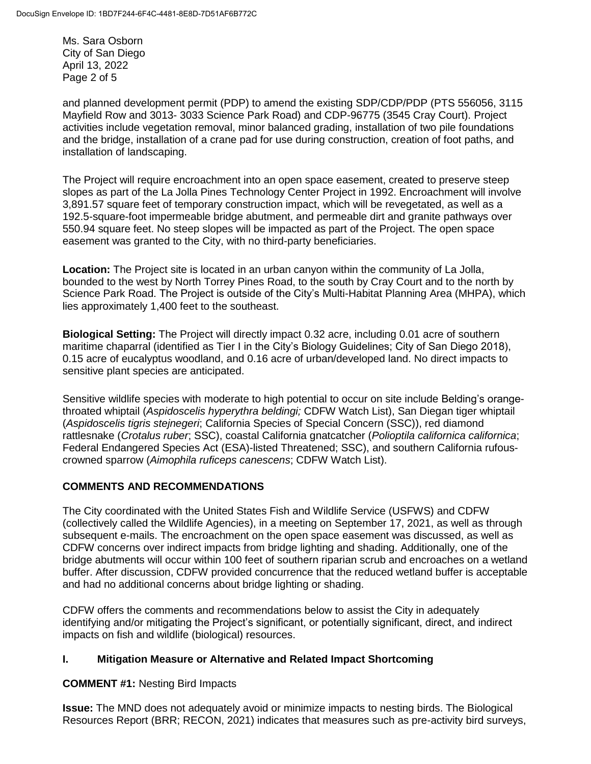and planned development permit (PDP) to amend the existing SDP/CDP/PDP (PTS 556056, 3115 Mayfield Row and 3013- 3033 Science Park Road) and CDP-96775 (3545 Cray Court). Project activities include vegetation removal, minor balanced grading, installation of two pile foundations and the bridge, installation of a crane pad for use during construction, creation of foot paths, and installation of landscaping.

The Project will require encroachment into an open space easement, created to preserve steep slopes as part of the La Jolla Pines Technology Center Project in 1992. Encroachment will involve 3,891.57 square feet of temporary construction impact, which will be revegetated, as well as a 192.5-square-foot impermeable bridge abutment, and permeable dirt and granite pathways over 550.94 square feet. No steep slopes will be impacted as part of the Project. The open space easement was granted to the City, with no third-party beneficiaries.

**Location:** The Project site is located in an urban canyon within the community of La Jolla, bounded to the west by North Torrey Pines Road, to the south by Cray Court and to the north by Science Park Road. The Project is outside of the City's Multi-Habitat Planning Area (MHPA), which lies approximately 1,400 feet to the southeast.

**Biological Setting:** The Project will directly impact 0.32 acre, including 0.01 acre of southern maritime chaparral (identified as Tier I in the City's Biology Guidelines; City of San Diego 2018), 0.15 acre of eucalyptus woodland, and 0.16 acre of urban/developed land. No direct impacts to sensitive plant species are anticipated.

Sensitive wildlife species with moderate to high potential to occur on site include Belding's orange-throated whiptail (*Aspidoscelis hyperythra beldingi;* CDFW Watch List), San Diegan tiger whiptail (*Aspidoscelis tigris stejnegeri*; California Species of Special Concern (SSC)), red diamond rattlesnake (*Crotalus ruber*; SSC), coastal California gnatcatcher (*Polioptila californica californica*; Federal Endangered Species Act (ESA)-listed Threatened; SSC), and southern California rufous-crowned sparrow (*Aimophila ruficeps canescens*; CDFW Watch List).

## COMMENTS AND RECOMMENDATIONS

The City coordinated with the United States Fish and Wildlife Service (USFWS) and CDFW (collectively called the Wildlife Agencies), in a meeting on September 17, 2021, as well as through subsequent e-mails. The encroachment on the open space easement was discussed, as well as CDFW concerns over indirect impacts from bridge lighting and shading. Additionally, one of the bridge abutments will occur within 100 feet of southern riparian scrub and encroaches on a wetland buffer. After discussion, CDFW provided concurrence that the reduced wetland buffer is acceptable and had no additional concerns about bridge lighting or shading.

CDFW offers the comments and recommendations below to assist the City in adequately identifying and/or mitigating the Project's significant, or potentially significant, direct, and indirect impacts on fish and wildlife (biological) resources.

### I. Mitigation Measure or Alternative and Related Impact Shortcoming

**COMMENT #1:** Nesting Bird Impacts

**Issue:** The MND does not adequately avoid or minimize impacts to nesting birds. The Biological Resources Report (BRR; RECON, 2021) indicates that measures such as pre-activity bird surveys,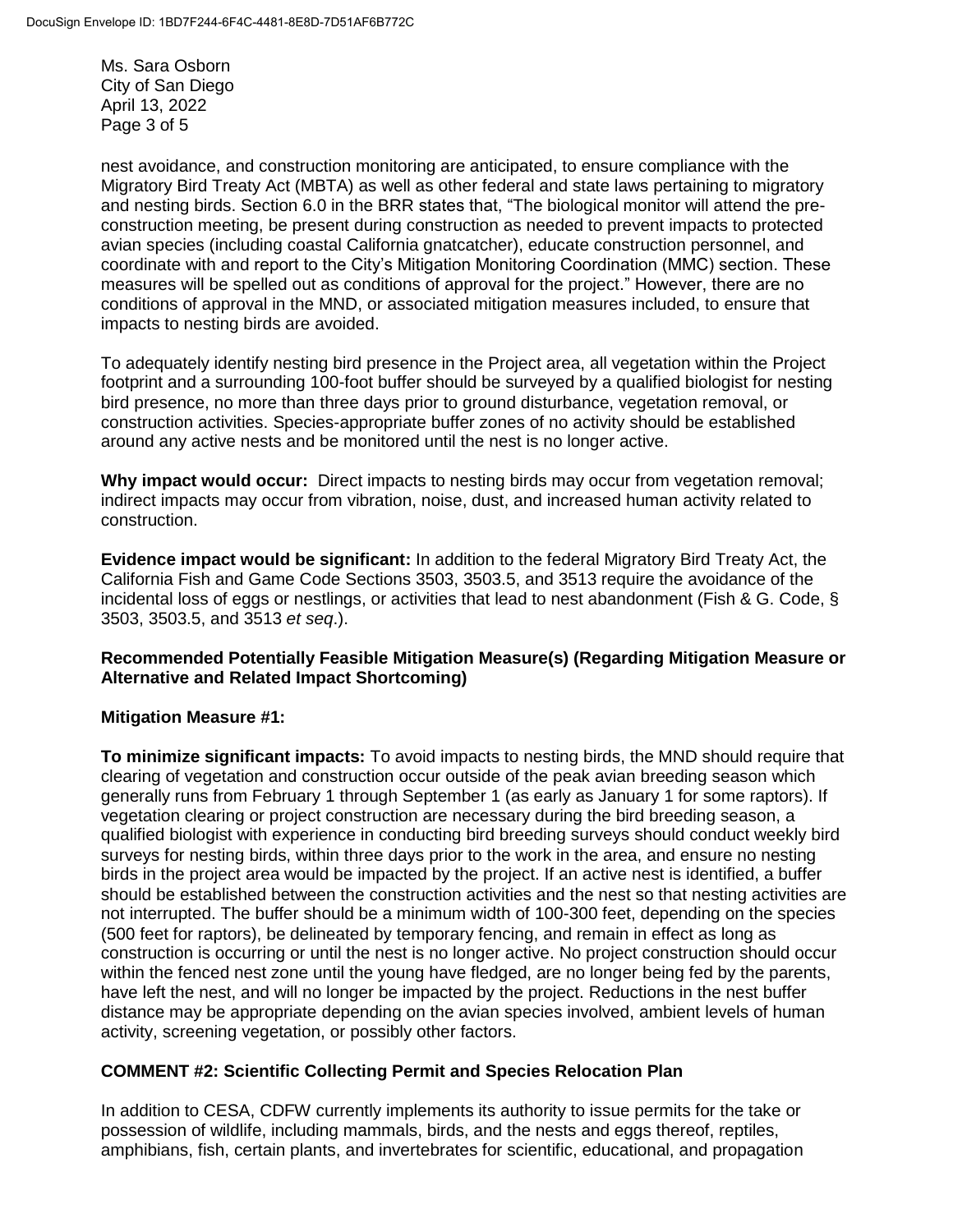nest avoidance, and construction monitoring are anticipated, to ensure compliance with the Migratory Bird Treaty Act (MBTA) as well as other federal and state laws pertaining to migratory and nesting birds. Section 6.0 in the BRR states that, "The biological monitor will attend the pre-construction meeting, be present during construction as needed to prevent impacts to protected avian species (including coastal California gnatcatcher), educate construction personnel, and coordinate with and report to the City's Mitigation Monitoring Coordination (MMC) section. These measures will be spelled out as conditions of approval for the project." However, there are no conditions of approval in the MND, or associated mitigation measures included, to ensure that impacts to nesting birds are avoided.

To adequately identify nesting bird presence in the Project area, all vegetation within the Project footprint and a surrounding 100-foot buffer should be surveyed by a qualified biologist for nesting bird presence, no more than three days prior to ground disturbance, vegetation removal, or construction activities. Species-appropriate buffer zones of no activity should be established around any active nests and be monitored until the nest is no longer active.

**Why impact would occur:** Direct impacts to nesting birds may occur from vegetation removal; indirect impacts may occur from vibration, noise, dust, and increased human activity related to construction.

**Evidence impact would be significant:** In addition to the federal Migratory Bird Treaty Act, the California Fish and Game Code Sections 3503, 3503.5, and 3513 require the avoidance of the incidental loss of eggs or nestlings, or activities that lead to nest abandonment (Fish & G. Code, § 3503, 3503.5, and 3513 *et seq*.).

**Recommended Potentially Feasible Mitigation Measure(s) (Regarding Mitigation Measure or Alternative and Related Impact Shortcoming)**

**Mitigation Measure #1:**

**To minimize significant impacts:** To avoid impacts to nesting birds, the MND should require that clearing of vegetation and construction occur outside of the peak avian breeding season which generally runs from February 1 through September 1 (as early as January 1 for some raptors). If vegetation clearing or project construction are necessary during the bird breeding season, a qualified biologist with experience in conducting bird breeding surveys should conduct weekly bird surveys for nesting birds, within three days prior to the work in the area, and ensure no nesting birds in the project area would be impacted by the project. If an active nest is identified, a buffer should be established between the construction activities and the nest so that nesting activities are not interrupted. The buffer should be a minimum width of 100-300 feet, depending on the species (500 feet for raptors), be delineated by temporary fencing, and remain in effect as long as construction is occurring or until the nest is no longer active. No project construction should occur within the fenced nest zone until the young have fledged, are no longer being fed by the parents, have left the nest, and will no longer be impacted by the project. Reductions in the nest buffer distance may be appropriate depending on the avian species involved, ambient levels of human activity, screening vegetation, or possibly other factors.

**COMMENT #2: Scientific Collecting Permit and Species Relocation Plan**

In addition to CESA, CDFW currently implements its authority to issue permits for the take or possession of wildlife, including mammals, birds, and the nests and eggs thereof, reptiles, amphibians, fish, certain plants, and invertebrates for scientific, educational, and propagation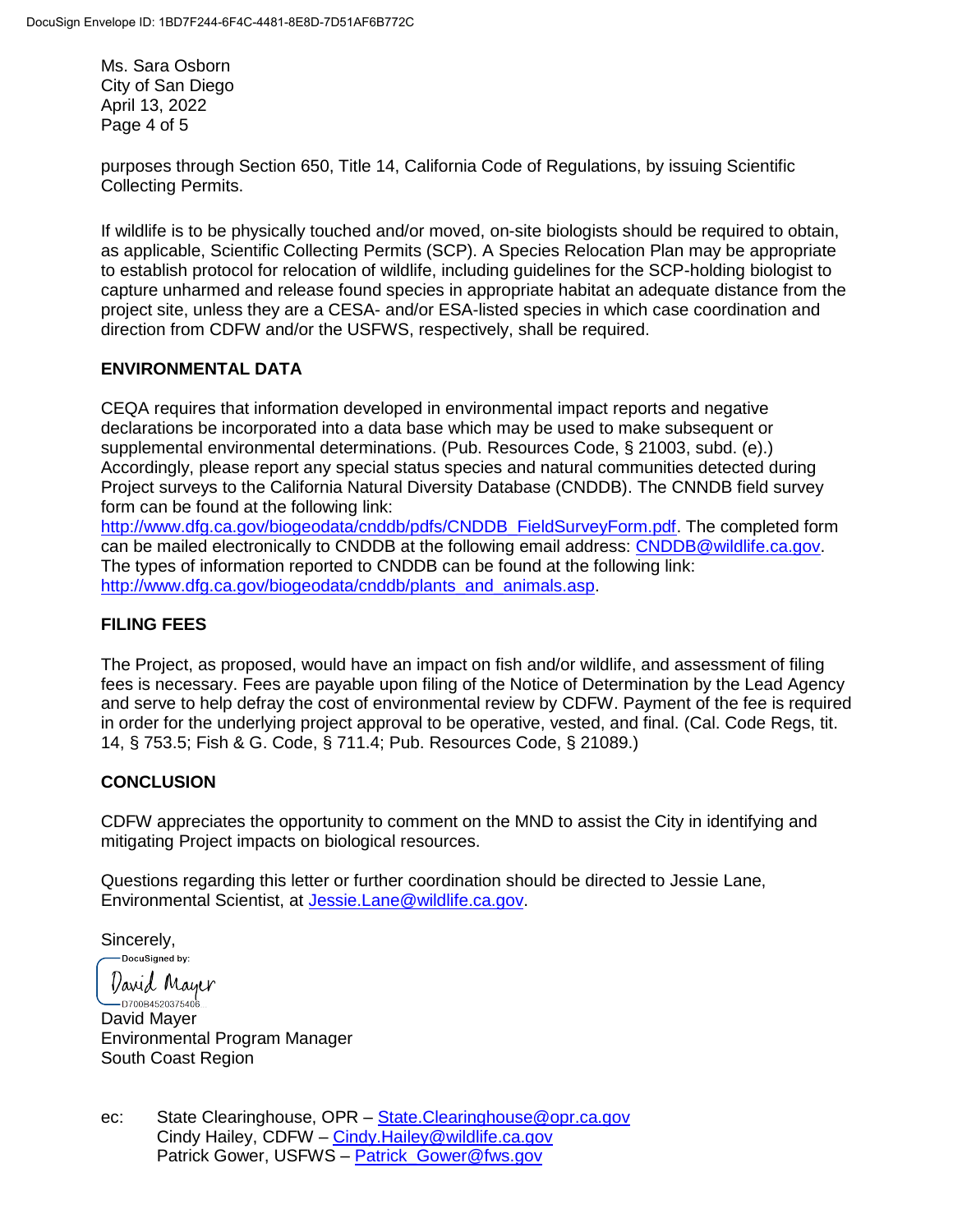purposes through Section 650, Title 14, California Code of Regulations, by issuing Scientific Collecting Permits.

If wildlife is to be physically touched and/or moved, on-site biologists should be required to obtain, as applicable, Scientific Collecting Permits (SCP). A Species Relocation Plan may be appropriate to establish protocol for relocation of wildlife, including guidelines for the SCP-holding biologist to capture unharmed and release found species in appropriate habitat an adequate distance from the project site, unless they are a CESA- and/or ESA-listed species in which case coordination and direction from CDFW and/or the USFWS, respectively, shall be required.

## ENVIRONMENTAL DATA

CEQA requires that information developed in environmental impact reports and negative declarations be incorporated into a data base which may be used to make subsequent or supplemental environmental determinations. (Pub. Resources Code, § 21003, subd. (e).) Accordingly, please report any special status species and natural communities detected during Project surveys to the California Natural Diversity Database (CNDDB). The CNNDB field survey form can be found at the following link: http://www.dfg.ca.gov/biogeodata/cnddb/pdfs/CNDDB_FieldSurveyForm.pdf. The completed form can be mailed electronically to CNDDB at the following email address: CNDDB@wildlife.ca.gov. The types of information reported to CNDDB can be found at the following link: http://www.dfg.ca.gov/biogeodata/cnddb/plants_and_animals.asp.

## FILING FEES

The Project, as proposed, would have an impact on fish and/or wildlife, and assessment of filing fees is necessary. Fees are payable upon filing of the Notice of Determination by the Lead Agency and serve to help defray the cost of environmental review by CDFW. Payment of the fee is required in order for the underlying project approval to be operative, vested, and final. (Cal. Code Regs, tit. 14, § 753.5; Fish & G. Code, § 711.4; Pub. Resources Code, § 21089.)

## CONCLUSION

CDFW appreciates the opportunity to comment on the MND to assist the City in identifying and mitigating Project impacts on biological resources.

Questions regarding this letter or further coordination should be directed to Jessie Lane, Environmental Scientist, at Jessie.Lane@wildlife.ca.gov.

Sincerely,

DocuSigned by:
David Mayer
D70084520375406

David Mayer
Environmental Program Manager
South Coast Region

ec: State Clearinghouse, OPR – State.Clearinghouse@opr.ca.gov
Cindy Hailey, CDFW – Cindy.Hailey@wildlife.ca.gov
Patrick Gower, USFWS – Patrick_Gower@fws.gov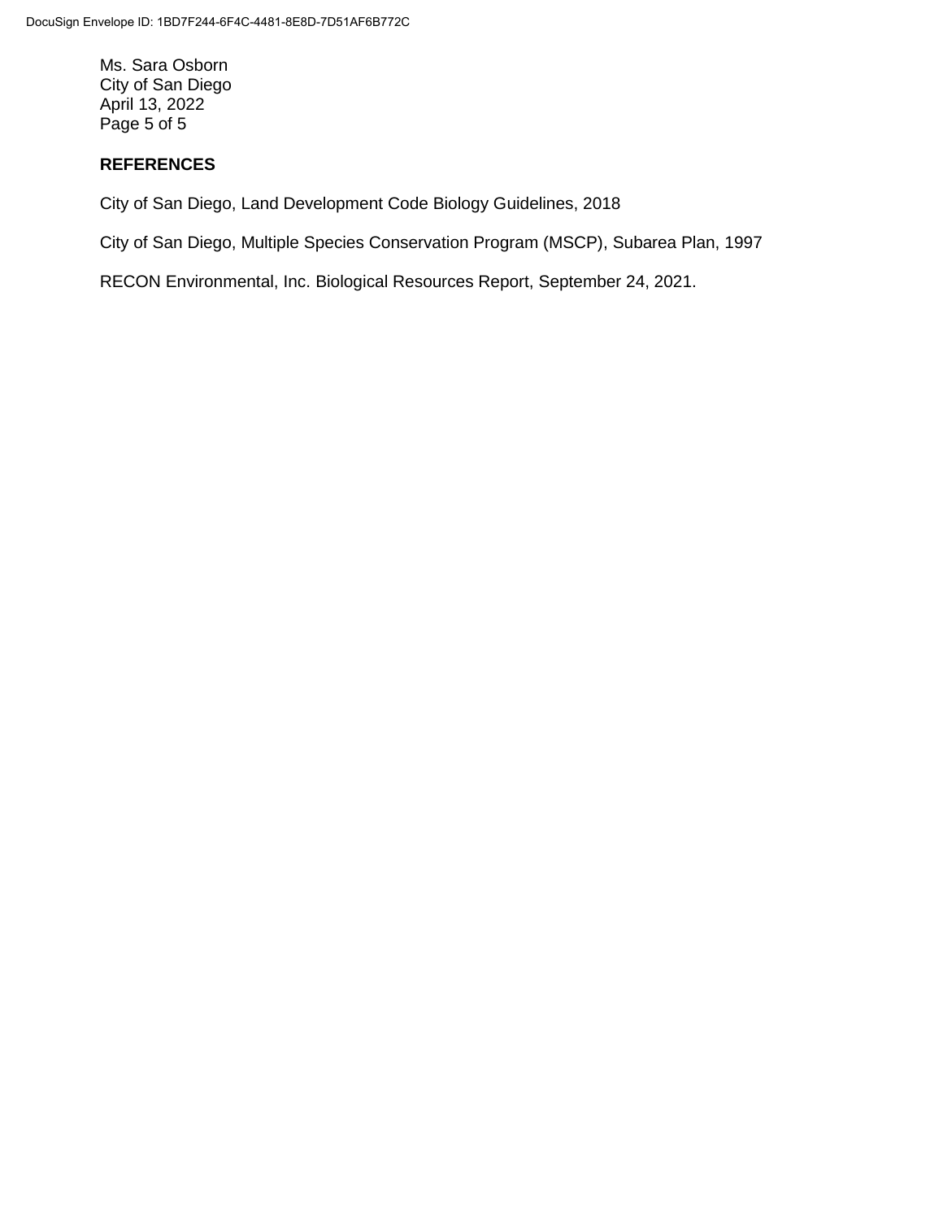## REFERENCES

City of San Diego, Land Development Code Biology Guidelines, 2018

City of San Diego, Multiple Species Conservation Program (MSCP), Subarea Plan, 1997

RECON Environmental, Inc. Biological Resources Report, September 24, 2021.